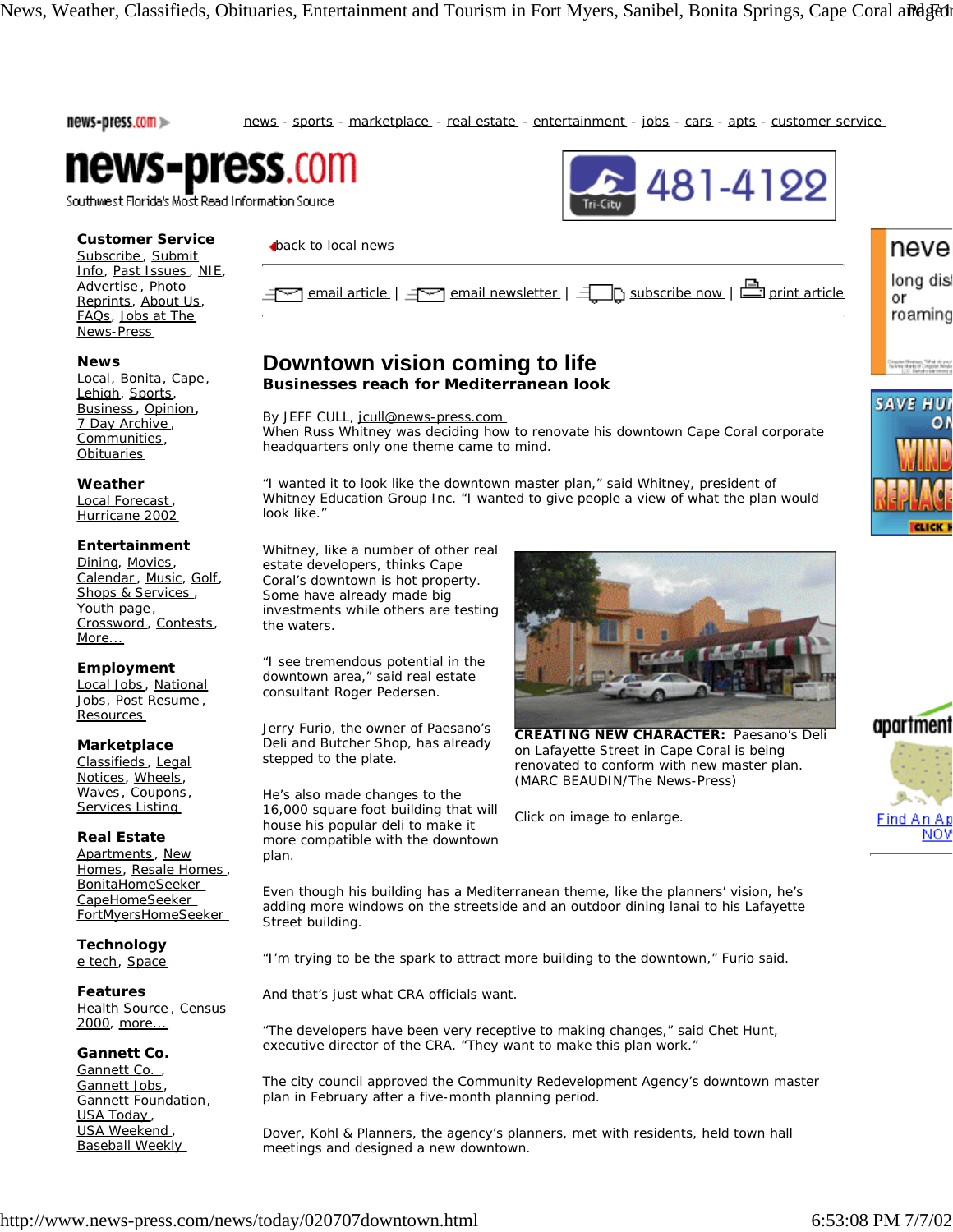news - sports - marketplace - real estate - entertainment - jobs - cars - apts - customer service

news-press.com
Southwest Florida's Most Read Information Source

**Customer Service**
Subscribe, Submit Info, Past Issues, NIE, Advertise, Photo Reprints, About Us, FAQs, Jobs at The News-Press

**News**
Local, Bonita, Cape, Lehigh, Sports, Business, Opinion, 7 Day Archive, Communities, Obituaries

**Weather**
Local Forecast, Hurricane 2002

**Entertainment**
Dining, Movies, Calendar, Music, Golf, Shops & Services, Youth page, Crossword, Contests, More...

**Employment**
Local Jobs, National Jobs, Post Resume, Resources

**Marketplace**
Classifieds, Legal Notices, Wheels, Waves, Coupons, Services Listing

**Real Estate**
Apartments, New Homes, Resale Homes, BonitaHomeSeeker, CapeHomeSeeker, FortMyersHomeSeeker

**Technology**
e tech, Space

**Features**
Health Source, Census 2000, more...

**Gannett Co.**
Gannett Co., Gannett Jobs, Gannett Foundation, USA Today, USA Weekend, Baseball Weekly

back to local news

email article | email newsletter | subscribe now | print article

# Downtown vision coming to life

## Businesses reach for Mediterranean look

By JEFF CULL, jcull@news-press.com

When Russ Whitney was deciding how to renovate his downtown Cape Coral corporate headquarters only one theme came to mind.

"I wanted it to look like the downtown master plan," said Whitney, president of Whitney Education Group Inc. "I wanted to give people a view of what the plan would look like."

Whitney, like a number of other real estate developers, thinks Cape Coral's downtown is hot property. Some have already made big investments while others are testing the waters.

"I see tremendous potential in the downtown area," said real estate consultant Roger Pedersen.

Jerry Furio, the owner of Paesano's Deli and Butcher Shop, has already stepped to the plate.

**CREATING NEW CHARACTER:** Paesano's Deli on Lafayette Street in Cape Coral is being renovated to conform with new master plan. (MARC BEAUDIN/The News-Press)

Click on image to enlarge.

He's also made changes to the 16,000 square foot building that will house his popular deli to make it more compatible with the downtown plan.

Even though his building has a Mediterranean theme, like the planners' vision, he's adding more windows on the streetside and an outdoor dining lanai to his Lafayette Street building.

"I'm trying to be the spark to attract more building to the downtown," Furio said.

And that's just what CRA officials want.

"The developers have been very receptive to making changes," said Chet Hunt, executive director of the CRA. "They want to make this plan work."

The city council approved the Community Redevelopment Agency's downtown master plan in February after a five-month planning period.

Dover, Kohl & Planners, the agency's planners, met with residents, held town hall meetings and designed a new downtown.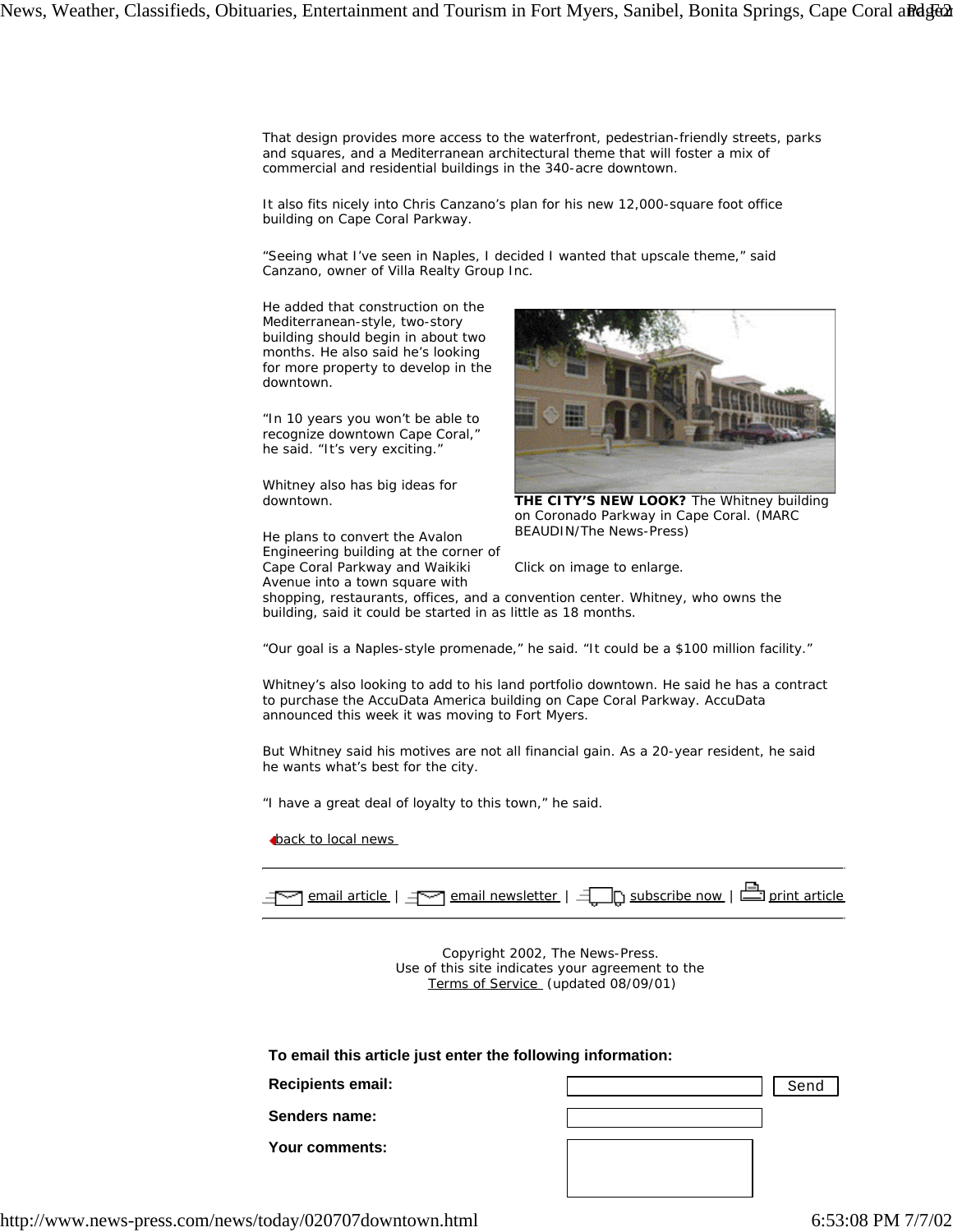That design provides more access to the waterfront, pedestrian-friendly streets, parks and squares, and a Mediterranean architectural theme that will foster a mix of commercial and residential buildings in the 340-acre downtown.

It also fits nicely into Chris Canzano's plan for his new 12,000-square foot office building on Cape Coral Parkway.

"Seeing what I've seen in Naples, I decided I wanted that upscale theme," said Canzano, owner of Villa Realty Group Inc.

He added that construction on the Mediterranean-style, two-story building should begin in about two months. He also said he's looking for more property to develop in the downtown.

"In 10 years you won't be able to recognize downtown Cape Coral," he said. "It's very exciting."

Whitney also has big ideas for downtown.

**THE CITY'S NEW LOOK?** The Whitney building on Coronado Parkway in Cape Coral. (MARC BEAUDIN/The News-Press)

Click on image to enlarge.

He plans to convert the Avalon Engineering building at the corner of Cape Coral Parkway and Waikiki Avenue into a town square with shopping, restaurants, offices, and a convention center. Whitney, who owns the building, said it could be started in as little as 18 months.

"Our goal is a Naples-style promenade," he said. "It could be a $100 million facility."

Whitney's also looking to add to his land portfolio downtown. He said he has a contract to purchase the AccuData America building on Cape Coral Parkway. AccuData announced this week it was moving to Fort Myers.

But Whitney said his motives are not all financial gain. As a 20-year resident, he said he wants what's best for the city.

"I have a great deal of loyalty to this town," he said.

back to local news

email article | email newsletter | subscribe now | print article

Copyright 2002, The News-Press.
Use of this site indicates your agreement to the Terms of Service (updated 08/09/01)

**To email this article just enter the following information:**

**Recipients email:** Send

**Senders name:**

**Your comments:**